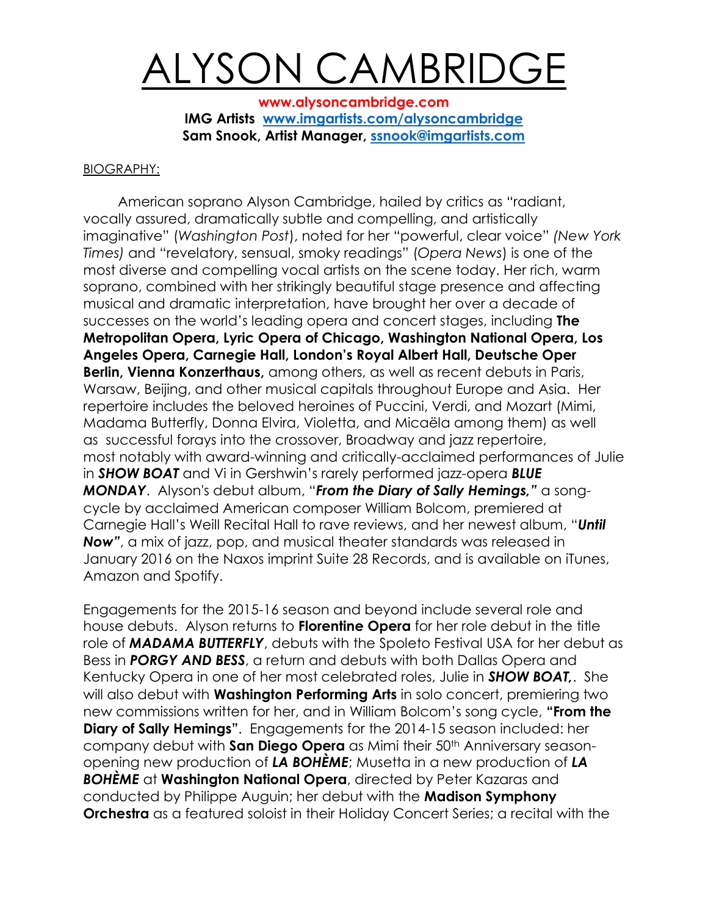# ALYSON CAMBRIDGE

**www.alysoncambridge.com**
**IMG Artists [www.imgartists.com/alysoncambridge](http://www.imgartists.com/alysoncambridge)**
**Sam Snook, Artist Manager, [ssnook@imgartists.com](mailto:ssnook@imgartists.com)**

BIOGRAPHY:

American soprano Alyson Cambridge, hailed by critics as "radiant, vocally assured, dramatically subtle and compelling, and artistically imaginative" (*Washington Post*), noted for her "powerful, clear voice" *(New York Times)* and "revelatory, sensual, smoky readings" (*Opera News*) is one of the most diverse and compelling vocal artists on the scene today. Her rich, warm soprano, combined with her strikingly beautiful stage presence and affecting musical and dramatic interpretation, have brought her over a decade of successes on the world's leading opera and concert stages, including **The Metropolitan Opera, Lyric Opera of Chicago, Washington National Opera, Los Angeles Opera, Carnegie Hall, London's Royal Albert Hall, Deutsche Oper Berlin, Vienna Konzerthaus,** among others, as well as recent debuts in Paris, Warsaw, Beijing, and other musical capitals throughout Europe and Asia. Her repertoire includes the beloved heroines of Puccini, Verdi, and Mozart (Mimi, Madama Butterfly, Donna Elvira, Violetta, and Micaëla among them) as well as successful forays into the crossover, Broadway and jazz repertoire, most notably with award-winning and critically-acclaimed performances of Julie in ***SHOW BOAT*** and Vi in Gershwin's rarely performed jazz-opera ***BLUE MONDAY***. Alyson's debut album, "***From the Diary of Sally Hemings,"*** a song-cycle by acclaimed American composer William Bolcom, premiered at Carnegie Hall's Weill Recital Hall to rave reviews, and her newest album, "***Until Now"***, a mix of jazz, pop, and musical theater standards was released in January 2016 on the Naxos imprint Suite 28 Records, and is available on iTunes, Amazon and Spotify.

Engagements for the 2015-16 season and beyond include several role and house debuts. Alyson returns to **Florentine Opera** for her role debut in the title role of ***MADAMA BUTTERFLY***, debuts with the Spoleto Festival USA for her debut as Bess in ***PORGY AND BESS***, a return and debuts with both Dallas Opera and Kentucky Opera in one of her most celebrated roles, Julie in ***SHOW BOAT,***. She will also debut with **Washington Performing Arts** in solo concert, premiering two new commissions written for her, and in William Bolcom's song cycle, **"From the Diary of Sally Hemings"**. Engagements for the 2014-15 season included: her company debut with **San Diego Opera** as Mimi their 50th Anniversary season-opening new production of ***LA BOHÈME***; Musetta in a new production of ***LA BOHÈME*** at **Washington National Opera**, directed by Peter Kazaras and conducted by Philippe Auguin; her debut with the **Madison Symphony Orchestra** as a featured soloist in their Holiday Concert Series; a recital with the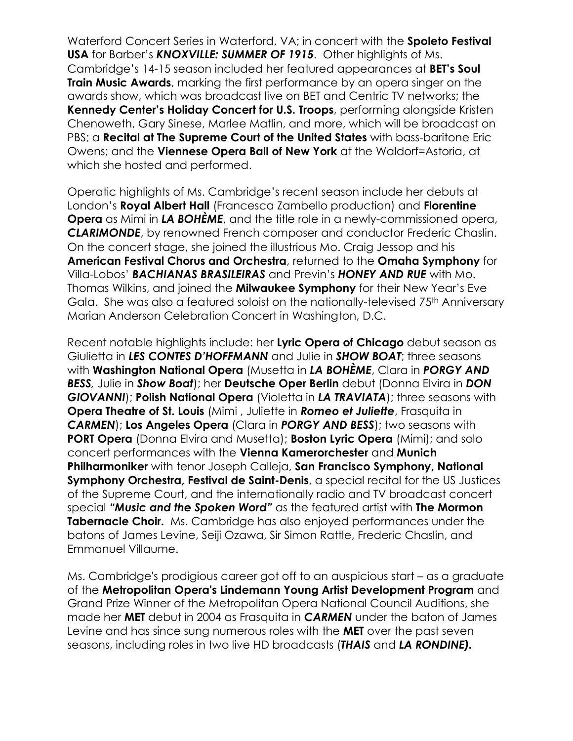Waterford Concert Series in Waterford, VA; in concert with the **Spoleto Festival USA** for Barber's ***KNOXVILLE: SUMMER OF 1915***. Other highlights of Ms. Cambridge's 14-15 season included her featured appearances at **BET's Soul Train Music Awards**, marking the first performance by an opera singer on the awards show, which was broadcast live on BET and Centric TV networks; the **Kennedy Center's Holiday Concert for U.S. Troops**, performing alongside Kristen Chenoweth, Gary Sinese, Marlee Matlin, and more, which will be broadcast on PBS; a **Recital at The Supreme Court of the United States** with bass-baritone Eric Owens; and the **Viennese Opera Ball of New York** at the Waldorf=Astoria, at which she hosted and performed.

Operatic highlights of Ms. Cambridge's recent season include her debuts at London's **Royal Albert Hall** (Francesca Zambello production) and **Florentine Opera** as Mimi in ***LA BOHÈME***, and the title role in a newly-commissioned opera, ***CLARIMONDE***, by renowned French composer and conductor Frederic Chaslin. On the concert stage, she joined the illustrious Mo. Craig Jessop and his **American Festival Chorus and Orchestra**, returned to the **Omaha Symphony** for Villa-Lobos' ***BACHIANAS BRASILEIRAS*** and Previn's ***HONEY AND RUE*** with Mo. Thomas Wilkins, and joined the **Milwaukee Symphony** for their New Year's Eve Gala. She was also a featured soloist on the nationally-televised 75th Anniversary Marian Anderson Celebration Concert in Washington, D.C.

Recent notable highlights include: her **Lyric Opera of Chicago** debut season as Giulietta in ***LES CONTES D'HOFFMANN*** and Julie in ***SHOW BOAT***; three seasons with **Washington National Opera** (Musetta in ***LA BOHÈME***, Clara in ***PORGY AND BESS***, Julie in ***Show Boat***); her **Deutsche Oper Berlin** debut (Donna Elvira in ***DON GIOVANNI***); **Polish National Opera** (Violetta in ***LA TRAVIATA***); three seasons with **Opera Theatre of St. Louis** (Mimi , Juliette in ***Romeo et Juliette***, Frasquita in ***CARMEN***); **Los Angeles Opera** (Clara in ***PORGY AND BESS***); two seasons with **PORT Opera** (Donna Elvira and Musetta); **Boston Lyric Opera** (Mimi); and solo concert performances with the **Vienna Kamerorchester** and **Munich Philharmoniker** with tenor Joseph Calleja, **San Francisco Symphony, National Symphony Orchestra, Festival de Saint-Denis**, a special recital for the US Justices of the Supreme Court, and the internationally radio and TV broadcast concert special ***"Music and the Spoken Word"*** as the featured artist with **The Mormon Tabernacle Choir.** Ms. Cambridge has also enjoyed performances under the batons of James Levine, Seiji Ozawa, Sir Simon Rattle, Frederic Chaslin, and Emmanuel Villaume.

Ms. Cambridge's prodigious career got off to an auspicious start – as a graduate of the **Metropolitan Opera's Lindemann Young Artist Development Program** and Grand Prize Winner of the Metropolitan Opera National Council Auditions, she made her **MET** debut in 2004 as Frasquita in ***CARMEN*** under the baton of James Levine and has since sung numerous roles with the **MET** over the past seven seasons, including roles in two live HD broadcasts (***THAIS*** and ***LA RONDINE).***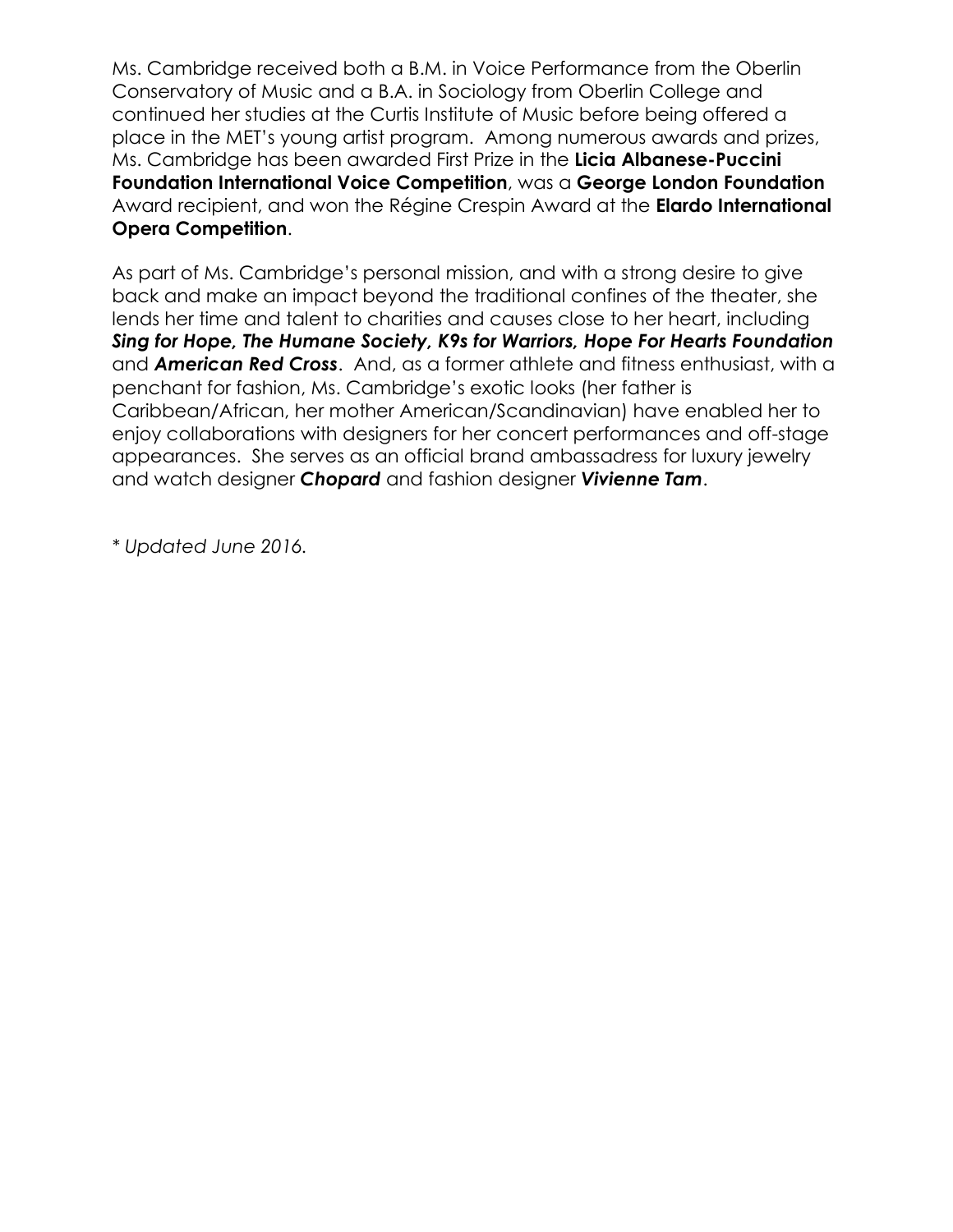Ms. Cambridge received both a B.M. in Voice Performance from the Oberlin Conservatory of Music and a B.A. in Sociology from Oberlin College and continued her studies at the Curtis Institute of Music before being offered a place in the MET's young artist program. Among numerous awards and prizes, Ms. Cambridge has been awarded First Prize in the **Licia Albanese-Puccini Foundation International Voice Competition**, was a **George London Foundation** Award recipient, and won the Régine Crespin Award at the **Elardo International Opera Competition**.

As part of Ms. Cambridge's personal mission, and with a strong desire to give back and make an impact beyond the traditional confines of the theater, she lends her time and talent to charities and causes close to her heart, including ***Sing for Hope, The Humane Society, K9s for Warriors, Hope For Hearts Foundation*** and ***American Red Cross***. And, as a former athlete and fitness enthusiast, with a penchant for fashion, Ms. Cambridge's exotic looks (her father is Caribbean/African, her mother American/Scandinavian) have enabled her to enjoy collaborations with designers for her concert performances and off-stage appearances. She serves as an official brand ambassadress for luxury jewelry and watch designer ***Chopard*** and fashion designer ***Vivienne Tam***.

*\* Updated June 2016.*